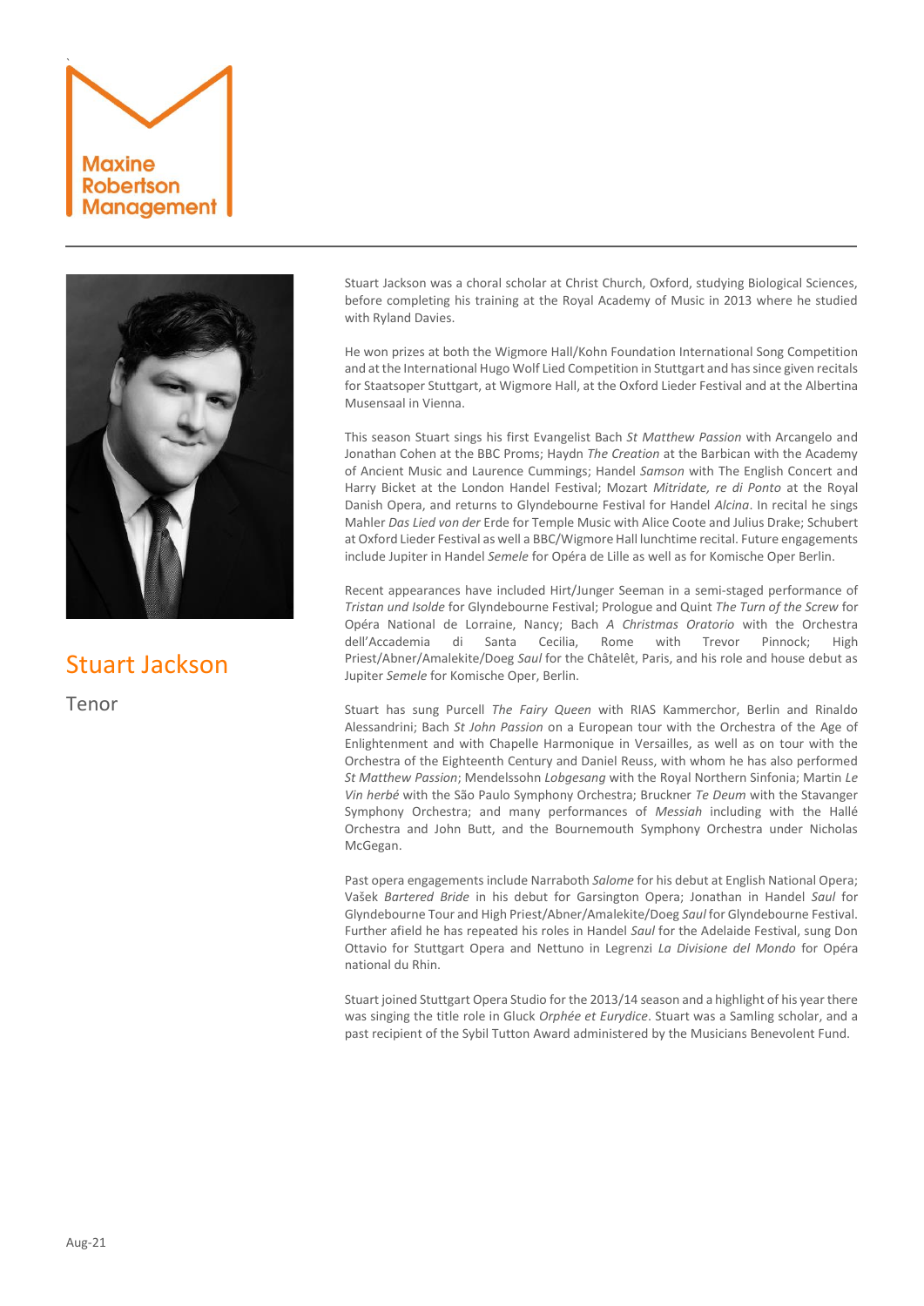Maxine Robertson Management

# Stuart Jackson

Tenor

Stuart Jackson was a choral scholar at Christ Church, Oxford, studying Biological Sciences, before completing his training at the Royal Academy of Music in 2013 where he studied with Ryland Davies.

He won prizes at both the Wigmore Hall/Kohn Foundation International Song Competition and at the International Hugo Wolf Lied Competition in Stuttgart and has since given recitals for Staatsoper Stuttgart, at Wigmore Hall, at the Oxford Lieder Festival and at the Albertina Musensaal in Vienna.

This season Stuart sings his first Evangelist Bach *St Matthew Passion* with Arcangelo and Jonathan Cohen at the BBC Proms; Haydn *The Creation* at the Barbican with the Academy of Ancient Music and Laurence Cummings; Handel *Samson* with The English Concert and Harry Bicket at the London Handel Festival; Mozart *Mitridate, re di Ponto* at the Royal Danish Opera, and returns to Glyndebourne Festival for Handel *Alcina*. In recital he sings Mahler *Das Lied von der* Erde for Temple Music with Alice Coote and Julius Drake; Schubert at Oxford Lieder Festival as well a BBC/Wigmore Hall lunchtime recital. Future engagements include Jupiter in Handel *Semele* for Opéra de Lille as well as for Komische Oper Berlin.

Recent appearances have included Hirt/Junger Seeman in a semi-staged performance of *Tristan und Isolde* for Glyndebourne Festival; Prologue and Quint *The Turn of the Screw* for Opéra National de Lorraine, Nancy; Bach *A Christmas Oratorio* with the Orchestra dell'Accademia di Santa Cecilia, Rome with Trevor Pinnock; High Priest/Abner/Amalekite/Doeg *Saul* for the Châtelêt, Paris, and his role and house debut as Jupiter *Semele* for Komische Oper, Berlin.

Stuart has sung Purcell *The Fairy Queen* with RIAS Kammerchor, Berlin and Rinaldo Alessandrini; Bach *St John Passion* on a European tour with the Orchestra of the Age of Enlightenment and with Chapelle Harmonique in Versailles, as well as on tour with the Orchestra of the Eighteenth Century and Daniel Reuss, with whom he has also performed *St Matthew Passion*; Mendelssohn *Lobgesang* with the Royal Northern Sinfonia; Martin *Le Vin herbé* with the São Paulo Symphony Orchestra; Bruckner *Te Deum* with the Stavanger Symphony Orchestra; and many performances of *Messiah* including with the Hallé Orchestra and John Butt, and the Bournemouth Symphony Orchestra under Nicholas McGegan.

Past opera engagements include Narraboth *Salome* for his debut at English National Opera; Vašek *Bartered Bride* in his debut for Garsington Opera; Jonathan in Handel *Saul* for Glyndebourne Tour and High Priest/Abner/Amalekite/Doeg *Saul* for Glyndebourne Festival. Further afield he has repeated his roles in Handel *Saul* for the Adelaide Festival, sung Don Ottavio for Stuttgart Opera and Nettuno in Legrenzi *La Divisione del Mondo* for Opéra national du Rhin.

Stuart joined Stuttgart Opera Studio for the 2013/14 season and a highlight of his year there was singing the title role in Gluck *Orphée et Eurydice*. Stuart was a Samling scholar, and a past recipient of the Sybil Tutton Award administered by the Musicians Benevolent Fund.

Aug-21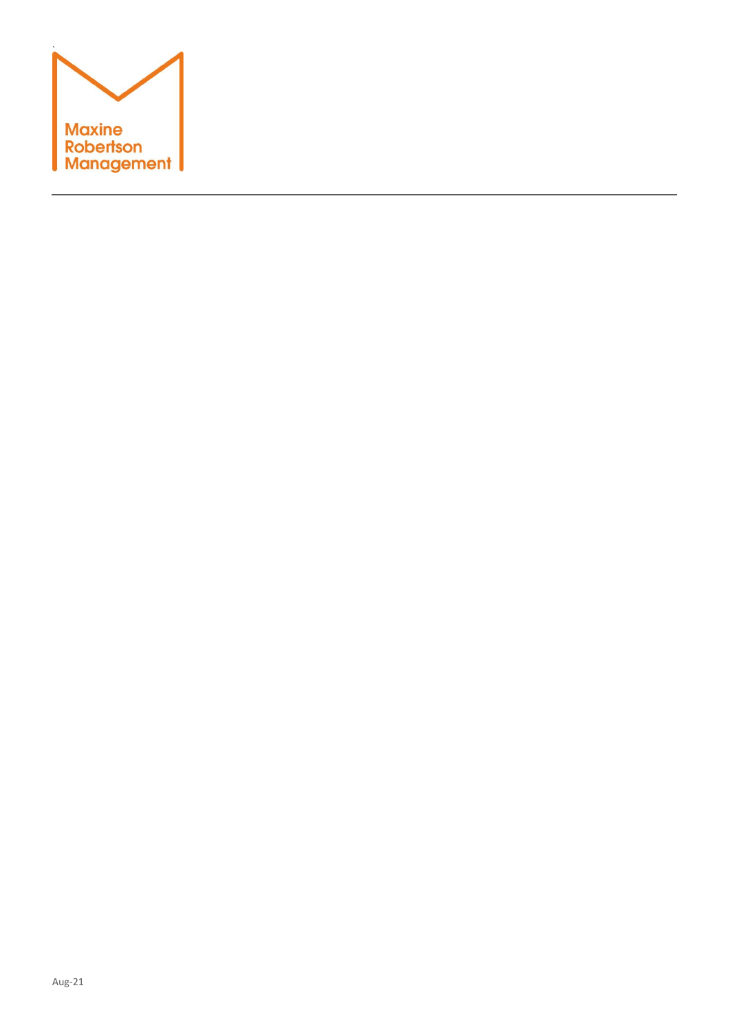Maxine
Robertson
Management